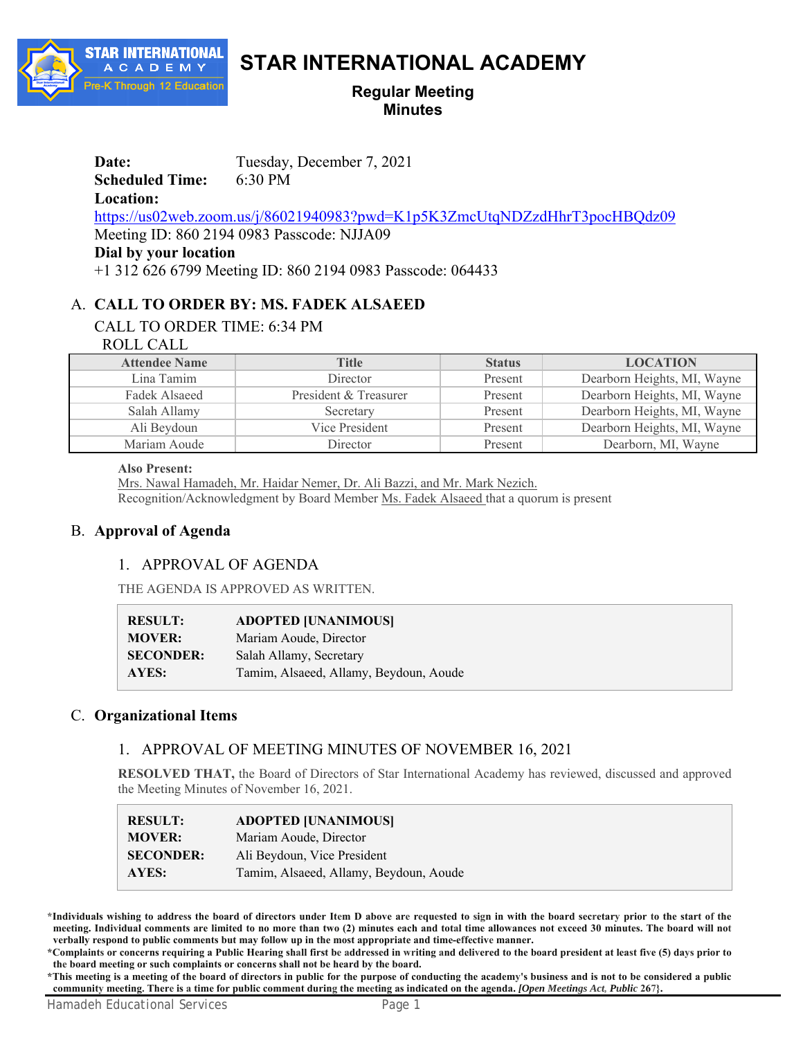# STAR INTERNATIONAL ACADEMY

**Regular Meeting**
**Minutes**

**Date:** Tuesday, December 7, 2021
**Scheduled Time:** 6:30 PM
**Location:**
https://us02web.zoom.us/j/86021940983?pwd=K1p5K3ZmcUtqNDZzdHhrT3pocHBQdz09
Meeting ID: 860 2194 0983 Passcode: NJJA09
**Dial by your location**
+1 312 626 6799 Meeting ID: 860 2194 0983 Passcode: 064433

## A. CALL TO ORDER BY: MS. FADEK ALSAEED

CALL TO ORDER TIME: 6:34 PM

ROLL CALL

| Attendee Name | Title | Status | LOCATION |
|---|---|---|---|
| Lina Tamim | Director | Present | Dearborn Heights, MI, Wayne |
| Fadek Alsaeed | President & Treasurer | Present | Dearborn Heights, MI, Wayne |
| Salah Allamy | Secretary | Present | Dearborn Heights, MI, Wayne |
| Ali Beydoun | Vice President | Present | Dearborn Heights, MI, Wayne |
| Mariam Aoude | Director | Present | Dearborn, MI, Wayne |

**Also Present:**
Mrs. Nawal Hamadeh, Mr. Haidar Nemer, Dr. Ali Bazzi, and Mr. Mark Nezich.
Recognition/Acknowledgment by Board Member Ms. Fadek Alsaeed that a quorum is present

## B. Approval of Agenda

### 1. APPROVAL OF AGENDA

THE AGENDA IS APPROVED AS WRITTEN.

| | |
|---|---|
| **RESULT:** | **ADOPTED [UNANIMOUS]** |
| **MOVER:** | Mariam Aoude, Director |
| **SECONDER:** | Salah Allamy, Secretary |
| **AYES:** | Tamim, Alsaeed, Allamy, Beydoun, Aoude |

## C. Organizational Items

### 1. APPROVAL OF MEETING MINUTES OF NOVEMBER 16, 2021

**RESOLVED THAT,** the Board of Directors of Star International Academy has reviewed, discussed and approved the Meeting Minutes of November 16, 2021.

| | |
|---|---|
| **RESULT:** | **ADOPTED [UNANIMOUS]** |
| **MOVER:** | Mariam Aoude, Director |
| **SECONDER:** | Ali Beydoun, Vice President |
| **AYES:** | Tamim, Alsaeed, Allamy, Beydoun, Aoude |

**\*Individuals wishing to address the board of directors under Item D above are requested to sign in with the board secretary prior to the start of the meeting. Individual comments are limited to no more than two (2) minutes each and total time allowances not exceed 30 minutes. The board will not verbally respond to public comments but may follow up in the most appropriate and time-effective manner.**

**\*Complaints or concerns requiring a Public Hearing shall first be addressed in writing and delivered to the board president at least five (5) days prior to the board meeting or such complaints or concerns shall not be heard by the board.**

**\*This meeting is a meeting of the board of directors in public for the purpose of conducting the academy's business and is not to be considered a public community meeting. There is a time for public comment during the meeting as indicated on the agenda. *[Open Meetings Act, Public* 267}.**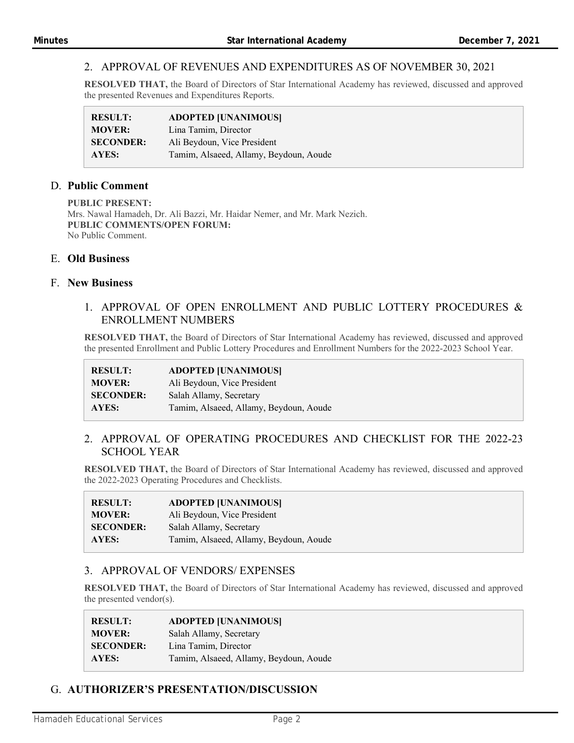2. APPROVAL OF REVENUES AND EXPENDITURES AS OF NOVEMBER 30, 2021

**RESOLVED THAT,** the Board of Directors of Star International Academy has reviewed, discussed and approved the presented Revenues and Expenditures Reports.

| | |
|---|---|
| **RESULT:** | **ADOPTED [UNANIMOUS]** |
| **MOVER:** | Lina Tamim, Director |
| **SECONDER:** | Ali Beydoun, Vice President |
| **AYES:** | Tamim, Alsaeed, Allamy, Beydoun, Aoude |

## D. Public Comment

**PUBLIC PRESENT:**
Mrs. Nawal Hamadeh, Dr. Ali Bazzi, Mr. Haidar Nemer, and Mr. Mark Nezich.
**PUBLIC COMMENTS/OPEN FORUM:**
No Public Comment.

## E. Old Business

## F. New Business

1. APPROVAL OF OPEN ENROLLMENT AND PUBLIC LOTTERY PROCEDURES & ENROLLMENT NUMBERS

**RESOLVED THAT,** the Board of Directors of Star International Academy has reviewed, discussed and approved the presented Enrollment and Public Lottery Procedures and Enrollment Numbers for the 2022-2023 School Year.

| | |
|---|---|
| **RESULT:** | **ADOPTED [UNANIMOUS]** |
| **MOVER:** | Ali Beydoun, Vice President |
| **SECONDER:** | Salah Allamy, Secretary |
| **AYES:** | Tamim, Alsaeed, Allamy, Beydoun, Aoude |

2. APPROVAL OF OPERATING PROCEDURES AND CHECKLIST FOR THE 2022-23 SCHOOL YEAR

**RESOLVED THAT,** the Board of Directors of Star International Academy has reviewed, discussed and approved the 2022-2023 Operating Procedures and Checklists.

| | |
|---|---|
| **RESULT:** | **ADOPTED [UNANIMOUS]** |
| **MOVER:** | Ali Beydoun, Vice President |
| **SECONDER:** | Salah Allamy, Secretary |
| **AYES:** | Tamim, Alsaeed, Allamy, Beydoun, Aoude |

3. APPROVAL OF VENDORS/ EXPENSES

**RESOLVED THAT,** the Board of Directors of Star International Academy has reviewed, discussed and approved the presented vendor(s).

| | |
|---|---|
| **RESULT:** | **ADOPTED [UNANIMOUS]** |
| **MOVER:** | Salah Allamy, Secretary |
| **SECONDER:** | Lina Tamim, Director |
| **AYES:** | Tamim, Alsaeed, Allamy, Beydoun, Aoude |

## G. AUTHORIZER'S PRESENTATION/DISCUSSION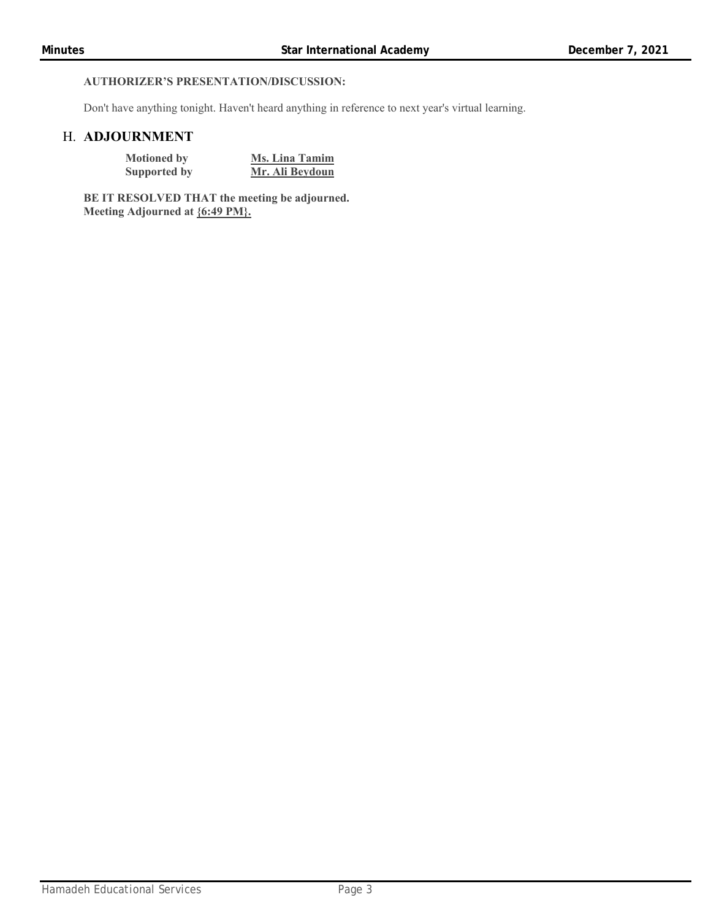**AUTHORIZER'S PRESENTATION/DISCUSSION:**

Don't have anything tonight. Haven't heard anything in reference to next year's virtual learning.

## H. ADJOURNMENT

| | |
|---|---|
| **Motioned by** | **Ms. Lina Tamim** |
| **Supported by** | **Mr. Ali Beydoun** |

**BE IT RESOLVED THAT the meeting be adjourned.**
**Meeting Adjourned at {6:49 PM}.**